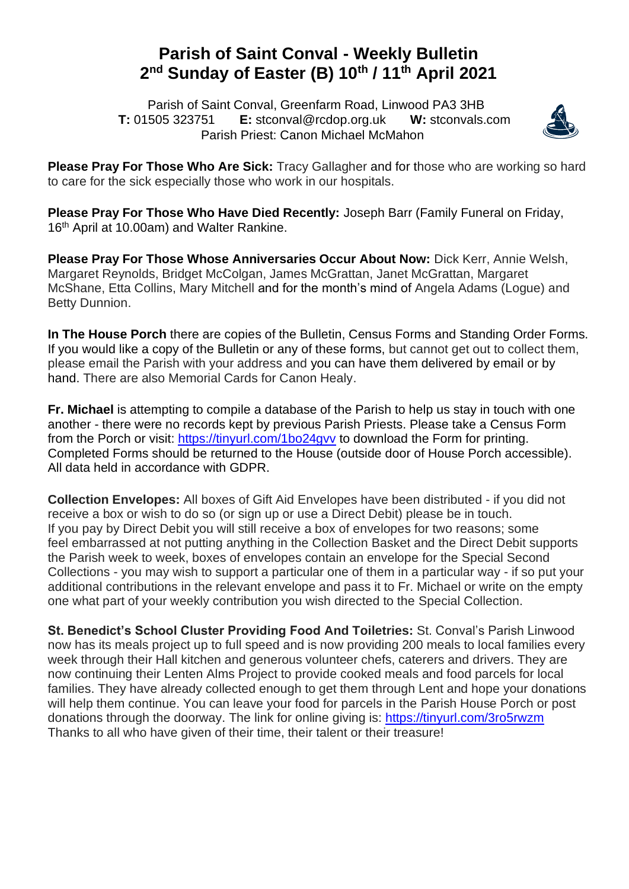# Parish of Saint Conval - Weekly Bulletin
# 2nd Sunday of Easter (B) 10th / 11th April 2021

Parish of Saint Conval, Greenfarm Road, Linwood PA3 3HB
**T:** 01505 323751 **E:** stconval@rcdop.org.uk **W:** stconvals.com
Parish Priest: Canon Michael McMahon

**Please Pray For Those Who Are Sick:** Tracy Gallagher and for those who are working so hard to care for the sick especially those who work in our hospitals.

**Please Pray For Those Who Have Died Recently:** Joseph Barr (Family Funeral on Friday, 16th April at 10.00am) and Walter Rankine.

**Please Pray For Those Whose Anniversaries Occur About Now:** Dick Kerr, Annie Welsh, Margaret Reynolds, Bridget McColgan, James McGrattan, Janet McGrattan, Margaret McShane, Etta Collins, Mary Mitchell and for the month's mind of Angela Adams (Logue) and Betty Dunnion.

**In The House Porch** there are copies of the Bulletin, Census Forms and Standing Order Forms. If you would like a copy of the Bulletin or any of these forms, but cannot get out to collect them, please email the Parish with your address and you can have them delivered by email or by hand. There are also Memorial Cards for Canon Healy.

**Fr. Michael** is attempting to compile a database of the Parish to help us stay in touch with one another - there were no records kept by previous Parish Priests. Please take a Census Form from the Porch or visit: https://tinyurl.com/1bo24gvv to download the Form for printing. Completed Forms should be returned to the House (outside door of House Porch accessible). All data held in accordance with GDPR.

**Collection Envelopes:** All boxes of Gift Aid Envelopes have been distributed - if you did not receive a box or wish to do so (or sign up or use a Direct Debit) please be in touch.
If you pay by Direct Debit you will still receive a box of envelopes for two reasons; some feel embarrassed at not putting anything in the Collection Basket and the Direct Debit supports the Parish week to week, boxes of envelopes contain an envelope for the Special Second Collections - you may wish to support a particular one of them in a particular way - if so put your additional contributions in the relevant envelope and pass it to Fr. Michael or write on the empty one what part of your weekly contribution you wish directed to the Special Collection.

**St. Benedict's School Cluster Providing Food And Toiletries:** St. Conval's Parish Linwood now has its meals project up to full speed and is now providing 200 meals to local families every week through their Hall kitchen and generous volunteer chefs, caterers and drivers. They are now continuing their Lenten Alms Project to provide cooked meals and food parcels for local families. They have already collected enough to get them through Lent and hope your donations will help them continue. You can leave your food for parcels in the Parish House Porch or post donations through the doorway. The link for online giving is: https://tinyurl.com/3ro5rwzm
Thanks to all who have given of their time, their talent or their treasure!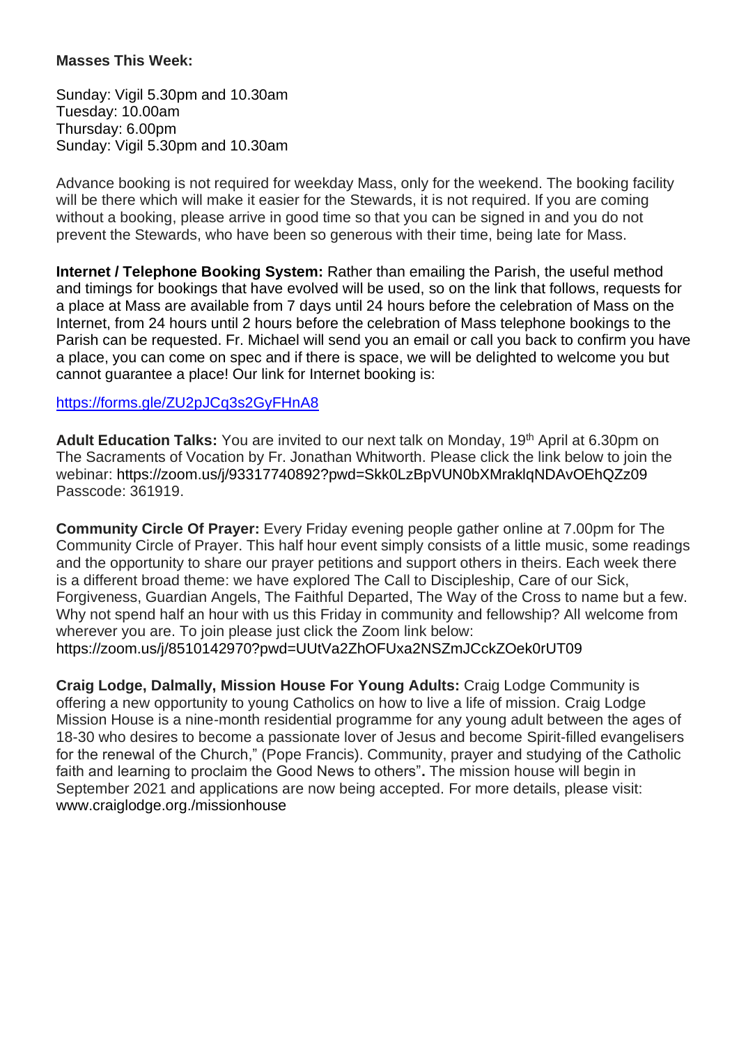**Masses This Week:**

Sunday: Vigil 5.30pm and 10.30am
Tuesday: 10.00am
Thursday: 6.00pm
Sunday: Vigil 5.30pm and 10.30am

Advance booking is not required for weekday Mass, only for the weekend. The booking facility will be there which will make it easier for the Stewards, it is not required. If you are coming without a booking, please arrive in good time so that you can be signed in and you do not prevent the Stewards, who have been so generous with their time, being late for Mass.

**Internet / Telephone Booking System:** Rather than emailing the Parish, the useful method and timings for bookings that have evolved will be used, so on the link that follows, requests for a place at Mass are available from 7 days until 24 hours before the celebration of Mass on the Internet, from 24 hours until 2 hours before the celebration of Mass telephone bookings to the Parish can be requested. Fr. Michael will send you an email or call you back to confirm you have a place, you can come on spec and if there is space, we will be delighted to welcome you but cannot guarantee a place! Our link for Internet booking is:

https://forms.gle/ZU2pJCq3s2GyFHnA8

**Adult Education Talks:** You are invited to our next talk on Monday, 19th April at 6.30pm on The Sacraments of Vocation by Fr. Jonathan Whitworth. Please click the link below to join the webinar: https://zoom.us/j/93317740892?pwd=Skk0LzBpVUN0bXMraklqNDAvOEhQZz09 Passcode: 361919.

**Community Circle Of Prayer:** Every Friday evening people gather online at 7.00pm for The Community Circle of Prayer. This half hour event simply consists of a little music, some readings and the opportunity to share our prayer petitions and support others in theirs. Each week there is a different broad theme: we have explored The Call to Discipleship, Care of our Sick, Forgiveness, Guardian Angels, The Faithful Departed, The Way of the Cross to name but a few. Why not spend half an hour with us this Friday in community and fellowship? All welcome from wherever you are. To join please just click the Zoom link below:
https://zoom.us/j/8510142970?pwd=UUtVa2ZhOFUxa2NSZmJCckZOek0rUT09

**Craig Lodge, Dalmally, Mission House For Young Adults:** Craig Lodge Community is offering a new opportunity to young Catholics on how to live a life of mission. Craig Lodge Mission House is a nine-month residential programme for any young adult between the ages of 18-30 who desires to become a passionate lover of Jesus and become Spirit-filled evangelisers for the renewal of the Church," (Pope Francis). Community, prayer and studying of the Catholic faith and learning to proclaim the Good News to others"**.** The mission house will begin in September 2021 and applications are now being accepted. For more details, please visit: www.craiglodge.org./missionhouse